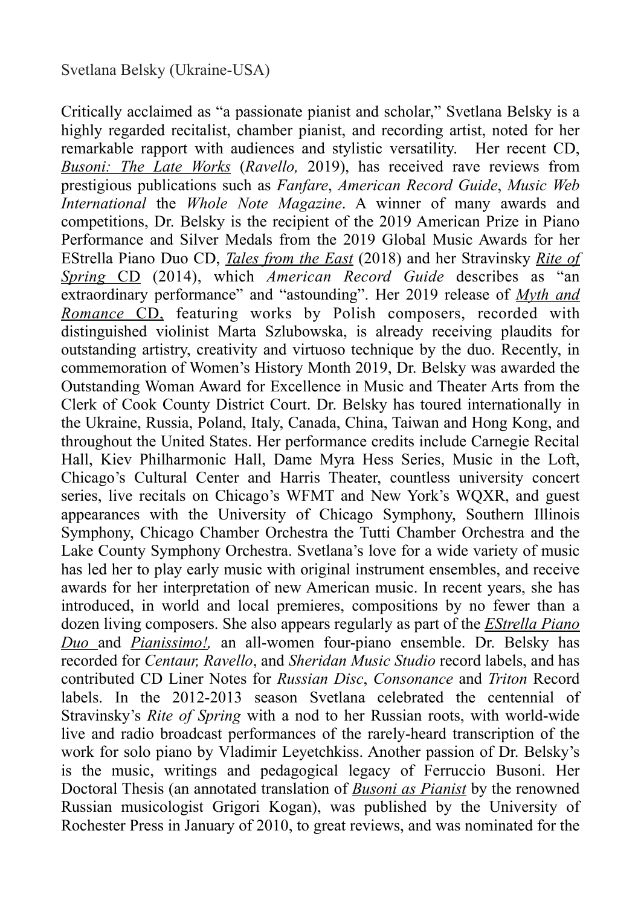Svetlana Belsky (Ukraine-USA)

Critically acclaimed as "a passionate pianist and scholar," Svetlana Belsky is a highly regarded recitalist, chamber pianist, and recording artist, noted for her remarkable rapport with audiences and stylistic versatility. Her recent CD, *Busoni: The Late Works* (*Ravello,* 2019), has received rave reviews from prestigious publications such as *Fanfare*, *American Record Guide*, *Music Web International* the *Whole Note Magazine*. A winner of many awards and competitions, Dr. Belsky is the recipient of the 2019 American Prize in Piano Performance and Silver Medals from the 2019 Global Music Awards for her EStrella Piano Duo CD, *Tales from the East* (2018) and her Stravinsky *Rite of Spring* CD (2014), which *American Record Guide* describes as "an extraordinary performance" and "astounding". Her 2019 release of *Myth and Romance* CD, featuring works by Polish composers, recorded with distinguished violinist Marta Szlubowska, is already receiving plaudits for outstanding artistry, creativity and virtuoso technique by the duo. Recently, in commemoration of Women's History Month 2019, Dr. Belsky was awarded the Outstanding Woman Award for Excellence in Music and Theater Arts from the Clerk of Cook County District Court. Dr. Belsky has toured internationally in the Ukraine, Russia, Poland, Italy, Canada, China, Taiwan and Hong Kong, and throughout the United States. Her performance credits include Carnegie Recital Hall, Kiev Philharmonic Hall, Dame Myra Hess Series, Music in the Loft, Chicago's Cultural Center and Harris Theater, countless university concert series, live recitals on Chicago's WFMT and New York's WQXR, and guest appearances with the University of Chicago Symphony, Southern Illinois Symphony, Chicago Chamber Orchestra the Tutti Chamber Orchestra and the Lake County Symphony Orchestra. Svetlana's love for a wide variety of music has led her to play early music with original instrument ensembles, and receive awards for her interpretation of new American music. In recent years, she has introduced, in world and local premieres, compositions by no fewer than a dozen living composers. She also appears regularly as part of the *EStrella Piano Duo* and *Pianissimo!,* an all-women four-piano ensemble. Dr. Belsky has recorded for *Centaur, Ravello*, and *Sheridan Music Studio* record labels, and has contributed CD Liner Notes for *Russian Disc*, *Consonance* and *Triton* Record labels. In the 2012-2013 season Svetlana celebrated the centennial of Stravinsky's *Rite of Spring* with a nod to her Russian roots, with world-wide live and radio broadcast performances of the rarely-heard transcription of the work for solo piano by Vladimir Leyetchkiss. Another passion of Dr. Belsky's is the music, writings and pedagogical legacy of Ferruccio Busoni. Her Doctoral Thesis (an annotated translation of *Busoni as Pianist* by the renowned Russian musicologist Grigori Kogan), was published by the University of Rochester Press in January of 2010, to great reviews, and was nominated for the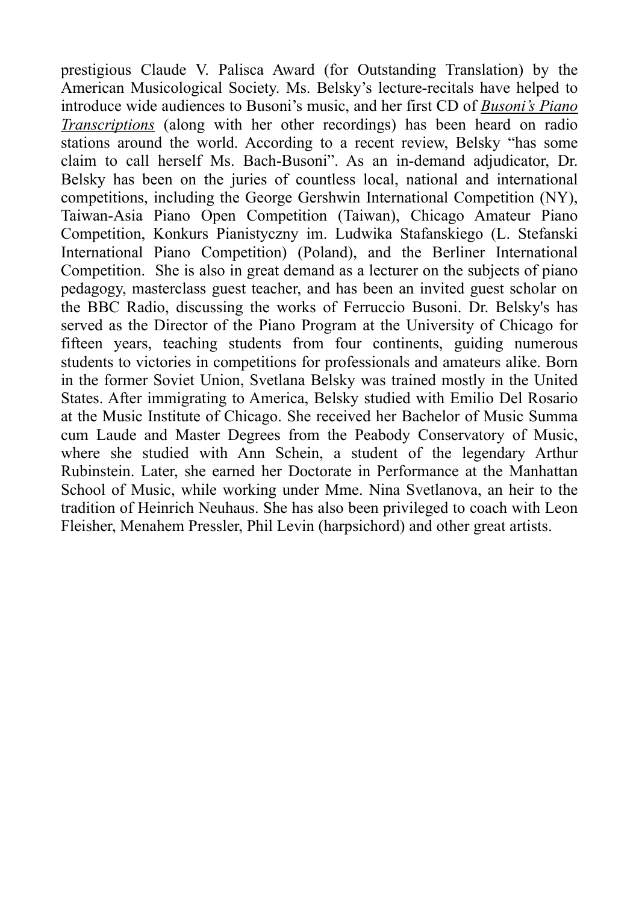prestigious Claude V. Palisca Award (for Outstanding Translation) by the American Musicological Society. Ms. Belsky's lecture-recitals have helped to introduce wide audiences to Busoni's music, and her first CD of ***Busoni's Piano Transcriptions*** (along with her other recordings) has been heard on radio stations around the world. According to a recent review, Belsky "has some claim to call herself Ms. Bach-Busoni". As an in-demand adjudicator, Dr. Belsky has been on the juries of countless local, national and international competitions, including the George Gershwin International Competition (NY), Taiwan-Asia Piano Open Competition (Taiwan), Chicago Amateur Piano Competition, Konkurs Pianistyczny im. Ludwika Stafanskiego (L. Stefanski International Piano Competition) (Poland), and the Berliner International Competition. She is also in great demand as a lecturer on the subjects of piano pedagogy, masterclass guest teacher, and has been an invited guest scholar on the BBC Radio, discussing the works of Ferruccio Busoni. Dr. Belsky's has served as the Director of the Piano Program at the University of Chicago for fifteen years, teaching students from four continents, guiding numerous students to victories in competitions for professionals and amateurs alike. Born in the former Soviet Union, Svetlana Belsky was trained mostly in the United States. After immigrating to America, Belsky studied with Emilio Del Rosario at the Music Institute of Chicago. She received her Bachelor of Music Summa cum Laude and Master Degrees from the Peabody Conservatory of Music, where she studied with Ann Schein, a student of the legendary Arthur Rubinstein. Later, she earned her Doctorate in Performance at the Manhattan School of Music, while working under Mme. Nina Svetlanova, an heir to the tradition of Heinrich Neuhaus. She has also been privileged to coach with Leon Fleisher, Menahem Pressler, Phil Levin (harpsichord) and other great artists.